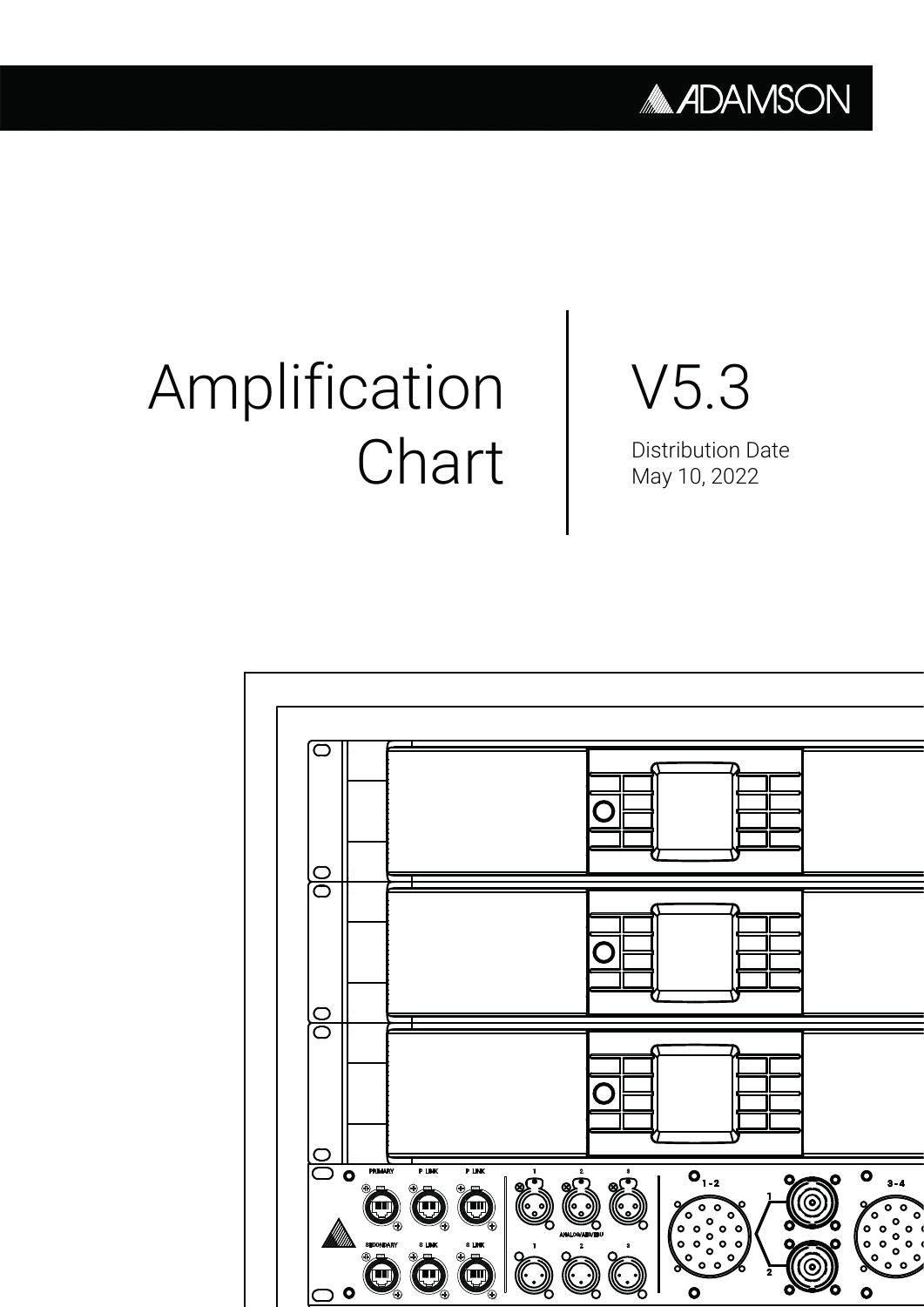ADAMSON

# Amplification Chart

# V5.3

Distribution Date
May 10, 2022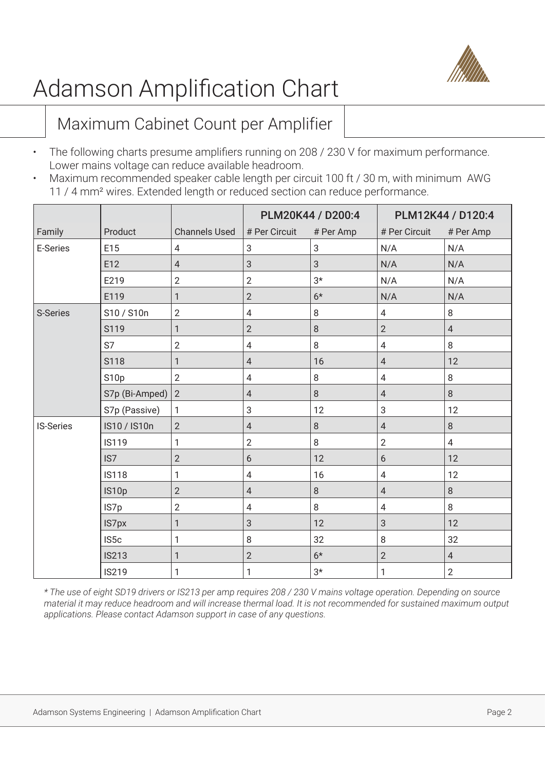# Adamson Amplification Chart

## Maximum Cabinet Count per Amplifier

- The following charts presume amplifiers running on 208 / 230 V for maximum performance. Lower mains voltage can reduce available headroom.
- Maximum recommended speaker cable length per circuit 100 ft / 30 m, with minimum AWG 11 / 4 mm² wires. Extended length or reduced section can reduce performance.

| | | | PLM20K44 / D200:4 | | PLM12K44 / D120:4 | |
|---|---|---|---|---|---|---|
| Family | Product | Channels Used | # Per Circuit | # Per Amp | # Per Circuit | # Per Amp |
| E-Series | E15 | 4 | 3 | 3 | N/A | N/A |
| | E12 | 4 | 3 | 3 | N/A | N/A |
| | E219 | 2 | 2 | 3* | N/A | N/A |
| | E119 | 1 | 2 | 6* | N/A | N/A |
| S-Series | S10 / S10n | 2 | 4 | 8 | 4 | 8 |
| | S119 | 1 | 2 | 8 | 2 | 4 |
| | S7 | 2 | 4 | 8 | 4 | 8 |
| | S118 | 1 | 4 | 16 | 4 | 12 |
| | S10p | 2 | 4 | 8 | 4 | 8 |
| | S7p (Bi-Amped) | 2 | 4 | 8 | 4 | 8 |
| | S7p (Passive) | 1 | 3 | 12 | 3 | 12 |
| IS-Series | IS10 / IS10n | 2 | 4 | 8 | 4 | 8 |
| | IS119 | 1 | 2 | 8 | 2 | 4 |
| | IS7 | 2 | 6 | 12 | 6 | 12 |
| | IS118 | 1 | 4 | 16 | 4 | 12 |
| | IS10p | 2 | 4 | 8 | 4 | 8 |
| | IS7p | 2 | 4 | 8 | 4 | 8 |
| | IS7px | 1 | 3 | 12 | 3 | 12 |
| | IS5c | 1 | 8 | 32 | 8 | 32 |
| | IS213 | 1 | 2 | 6* | 2 | 4 |
| | IS219 | 1 | 1 | 3* | 1 | 2 |

*\* The use of eight SD19 drivers or IS213 per amp requires 208 / 230 V mains voltage operation. Depending on source material it may reduce headroom and will increase thermal load. It is not recommended for sustained maximum output applications. Please contact Adamson support in case of any questions.*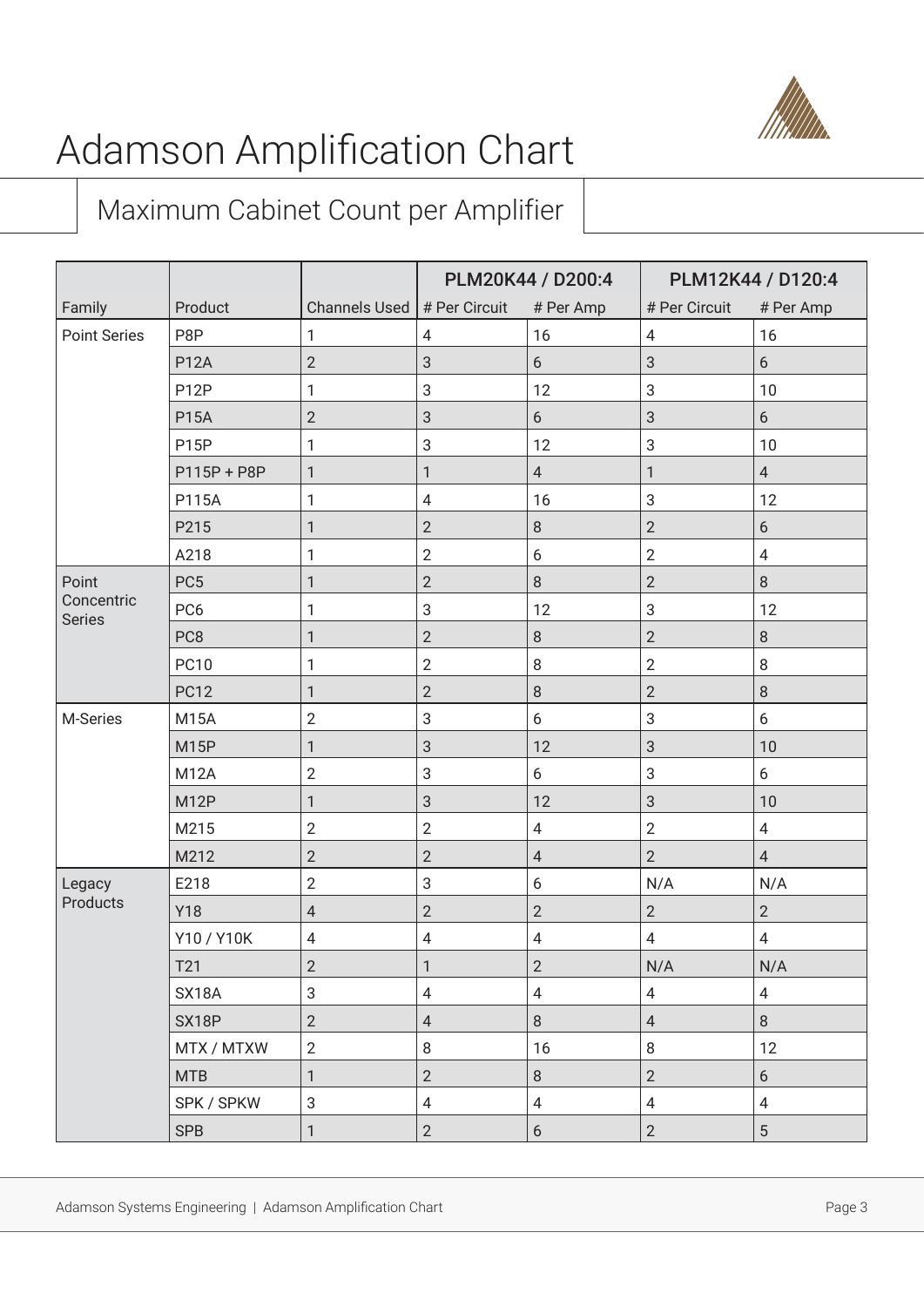# Adamson Amplification Chart

## Maximum Cabinet Count per Amplifier

| | | | PLM20K44 / D200:4 | | PLM12K44 / D120:4 | |
|---|---|---|---|---|---|---|
| Family | Product | Channels Used | # Per Circuit | # Per Amp | # Per Circuit | # Per Amp |
| Point Series | P8P | 1 | 4 | 16 | 4 | 16 |
| | P12A | 2 | 3 | 6 | 3 | 6 |
| | P12P | 1 | 3 | 12 | 3 | 10 |
| | P15A | 2 | 3 | 6 | 3 | 6 |
| | P15P | 1 | 3 | 12 | 3 | 10 |
| | P115P + P8P | 1 | 1 | 4 | 1 | 4 |
| | P115A | 1 | 4 | 16 | 3 | 12 |
| | P215 | 1 | 2 | 8 | 2 | 6 |
| | A218 | 1 | 2 | 6 | 2 | 4 |
| Point Concentric Series | PC5 | 1 | 2 | 8 | 2 | 8 |
| | PC6 | 1 | 3 | 12 | 3 | 12 |
| | PC8 | 1 | 2 | 8 | 2 | 8 |
| | PC10 | 1 | 2 | 8 | 2 | 8 |
| | PC12 | 1 | 2 | 8 | 2 | 8 |
| M-Series | M15A | 2 | 3 | 6 | 3 | 6 |
| | M15P | 1 | 3 | 12 | 3 | 10 |
| | M12A | 2 | 3 | 6 | 3 | 6 |
| | M12P | 1 | 3 | 12 | 3 | 10 |
| | M215 | 2 | 2 | 4 | 2 | 4 |
| | M212 | 2 | 2 | 4 | 2 | 4 |
| Legacy Products | E218 | 2 | 3 | 6 | N/A | N/A |
| | Y18 | 4 | 2 | 2 | 2 | 2 |
| | Y10 / Y10K | 4 | 4 | 4 | 4 | 4 |
| | T21 | 2 | 1 | 2 | N/A | N/A |
| | SX18A | 3 | 4 | 4 | 4 | 4 |
| | SX18P | 2 | 4 | 8 | 4 | 8 |
| | MTX / MTXW | 2 | 8 | 16 | 8 | 12 |
| | MTB | 1 | 2 | 8 | 2 | 6 |
| | SPK / SPKW | 3 | 4 | 4 | 4 | 4 |
| | SPB | 1 | 2 | 6 | 2 | 5 |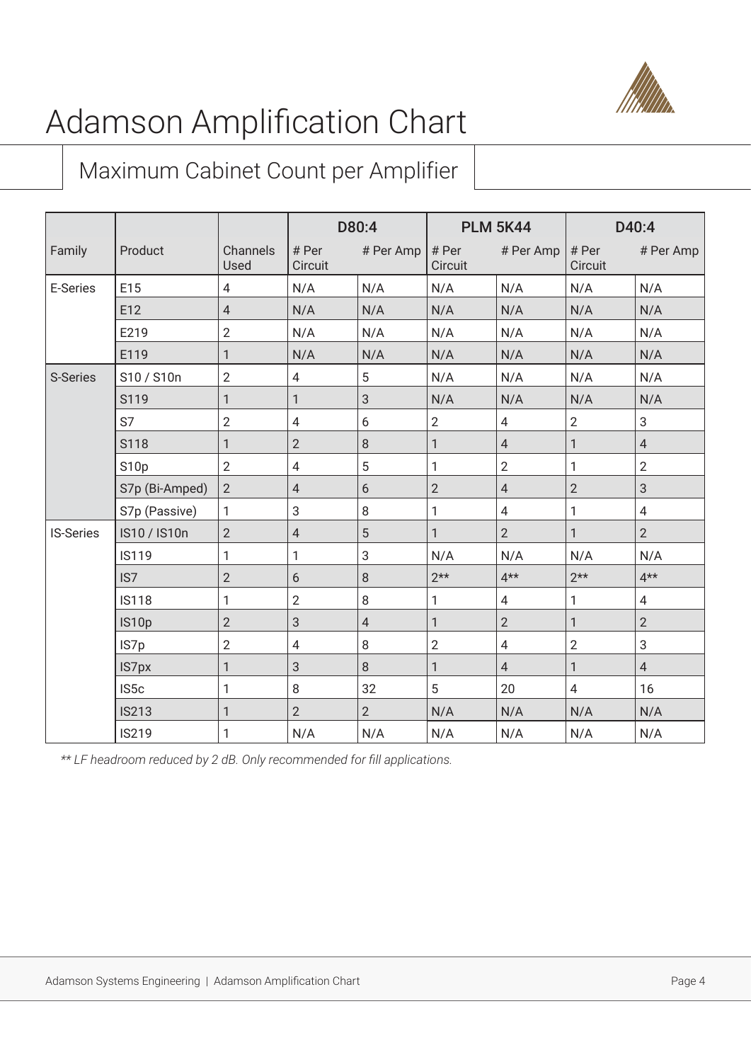# Adamson Amplification Chart

## Maximum Cabinet Count per Amplifier

| Family | Product | Channels Used | D80:4 | | PLM 5K44 | | D40:4 | |
|---|---|---|---|---|---|---|---|---|
| | | | # Per Circuit | # Per Amp | # Per Circuit | # Per Amp | # Per Circuit | # Per Amp |
| E-Series | E15 | 4 | N/A | N/A | N/A | N/A | N/A | N/A |
| | E12 | 4 | N/A | N/A | N/A | N/A | N/A | N/A |
| | E219 | 2 | N/A | N/A | N/A | N/A | N/A | N/A |
| | E119 | 1 | N/A | N/A | N/A | N/A | N/A | N/A |
| S-Series | S10 / S10n | 2 | 4 | 5 | N/A | N/A | N/A | N/A |
| | S119 | 1 | 1 | 3 | N/A | N/A | N/A | N/A |
| | S7 | 2 | 4 | 6 | 2 | 4 | 2 | 3 |
| | S118 | 1 | 2 | 8 | 1 | 4 | 1 | 4 |
| | S10p | 2 | 4 | 5 | 1 | 2 | 1 | 2 |
| | S7p (Bi-Amped) | 2 | 4 | 6 | 2 | 4 | 2 | 3 |
| | S7p (Passive) | 1 | 3 | 8 | 1 | 4 | 1 | 4 |
| IS-Series | IS10 / IS10n | 2 | 4 | 5 | 1 | 2 | 1 | 2 |
| | IS119 | 1 | 1 | 3 | N/A | N/A | N/A | N/A |
| | IS7 | 2 | 6 | 8 | 2** | 4** | 2** | 4** |
| | IS118 | 1 | 2 | 8 | 1 | 4 | 1 | 4 |
| | IS10p | 2 | 3 | 4 | 1 | 2 | 1 | 2 |
| | IS7p | 2 | 4 | 8 | 2 | 4 | 2 | 3 |
| | IS7px | 1 | 3 | 8 | 1 | 4 | 1 | 4 |
| | IS5c | 1 | 8 | 32 | 5 | 20 | 4 | 16 |
| | IS213 | 1 | 2 | 2 | N/A | N/A | N/A | N/A |
| | IS219 | 1 | N/A | N/A | N/A | N/A | N/A | N/A |

*** LF headroom reduced by 2 dB. Only recommended for fill applications.*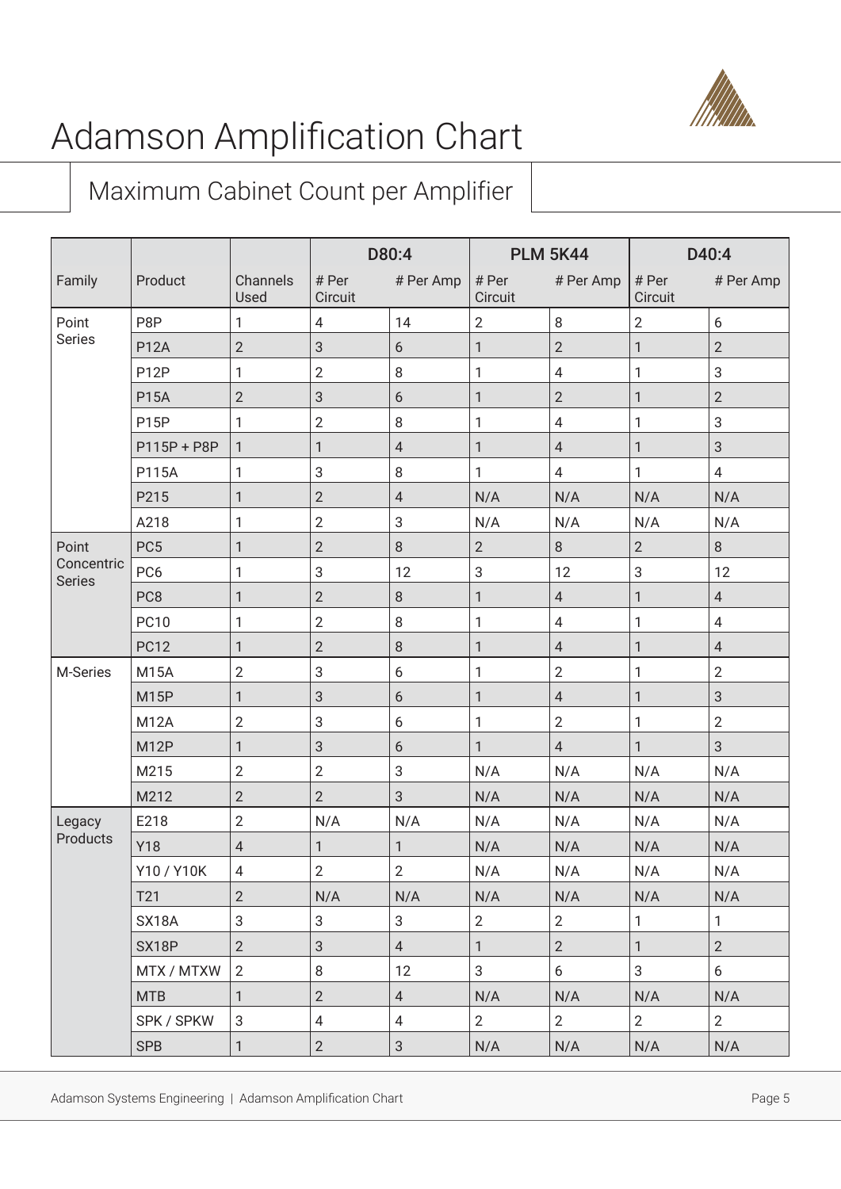# Adamson Amplification Chart

## Maximum Cabinet Count per Amplifier

| Family | Product | Channels Used | D80:4 | | PLM 5K44 | | D40:4 | |
|---|---|---|---|---|---|---|---|---|
| | | | # Per Circuit | # Per Amp | # Per Circuit | # Per Amp | # Per Circuit | # Per Amp |
| Point Series | P8P | 1 | 4 | 14 | 2 | 8 | 2 | 6 |
| | P12A | 2 | 3 | 6 | 1 | 2 | 1 | 2 |
| | P12P | 1 | 2 | 8 | 1 | 4 | 1 | 3 |
| | P15A | 2 | 3 | 6 | 1 | 2 | 1 | 2 |
| | P15P | 1 | 2 | 8 | 1 | 4 | 1 | 3 |
| | P115P + P8P | 1 | 1 | 4 | 1 | 4 | 1 | 3 |
| | P115A | 1 | 3 | 8 | 1 | 4 | 1 | 4 |
| | P215 | 1 | 2 | 4 | N/A | N/A | N/A | N/A |
| | A218 | 1 | 2 | 3 | N/A | N/A | N/A | N/A |
| Point Concentric Series | PC5 | 1 | 2 | 8 | 2 | 8 | 2 | 8 |
| | PC6 | 1 | 3 | 12 | 3 | 12 | 3 | 12 |
| | PC8 | 1 | 2 | 8 | 1 | 4 | 1 | 4 |
| | PC10 | 1 | 2 | 8 | 1 | 4 | 1 | 4 |
| | PC12 | 1 | 2 | 8 | 1 | 4 | 1 | 4 |
| M-Series | M15A | 2 | 3 | 6 | 1 | 2 | 1 | 2 |
| | M15P | 1 | 3 | 6 | 1 | 4 | 1 | 3 |
| | M12A | 2 | 3 | 6 | 1 | 2 | 1 | 2 |
| | M12P | 1 | 3 | 6 | 1 | 4 | 1 | 3 |
| | M215 | 2 | 2 | 3 | N/A | N/A | N/A | N/A |
| | M212 | 2 | 2 | 3 | N/A | N/A | N/A | N/A |
| Legacy Products | E218 | 2 | N/A | N/A | N/A | N/A | N/A | N/A |
| | Y18 | 4 | 1 | 1 | N/A | N/A | N/A | N/A |
| | Y10 / Y10K | 4 | 2 | 2 | N/A | N/A | N/A | N/A |
| | T21 | 2 | N/A | N/A | N/A | N/A | N/A | N/A |
| | SX18A | 3 | 3 | 3 | 2 | 2 | 1 | 1 |
| | SX18P | 2 | 3 | 4 | 1 | 2 | 1 | 2 |
| | MTX / MTXW | 2 | 8 | 12 | 3 | 6 | 3 | 6 |
| | MTB | 1 | 2 | 4 | N/A | N/A | N/A | N/A |
| | SPK / SPKW | 3 | 4 | 4 | 2 | 2 | 2 | 2 |
| | SPB | 1 | 2 | 3 | N/A | N/A | N/A | N/A |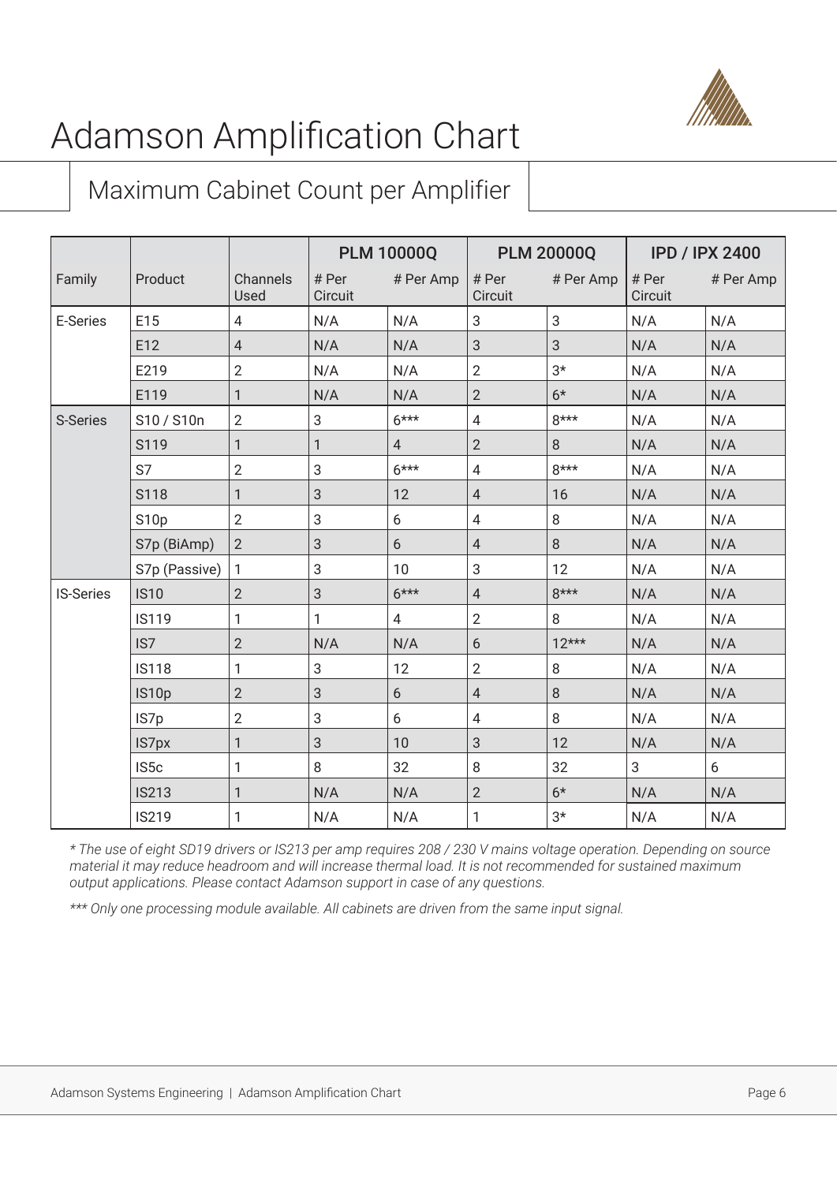# Adamson Amplification Chart

## Maximum Cabinet Count per Amplifier

| Family | Product | Channels Used | PLM 10000Q | | PLM 20000Q | | IPD / IPX 2400 | |
|---|---|---|---|---|---|---|---|---|
| | | | # Per Circuit | # Per Amp | # Per Circuit | # Per Amp | # Per Circuit | # Per Amp |
| E-Series | E15 | 4 | N/A | N/A | 3 | 3 | N/A | N/A |
| | E12 | 4 | N/A | N/A | 3 | 3 | N/A | N/A |
| | E219 | 2 | N/A | N/A | 2 | 3* | N/A | N/A |
| | E119 | 1 | N/A | N/A | 2 | 6* | N/A | N/A |
| S-Series | S10 / S10n | 2 | 3 | 6*** | 4 | 8*** | N/A | N/A |
| | S119 | 1 | 1 | 4 | 2 | 8 | N/A | N/A |
| | S7 | 2 | 3 | 6*** | 4 | 8*** | N/A | N/A |
| | S118 | 1 | 3 | 12 | 4 | 16 | N/A | N/A |
| | S10p | 2 | 3 | 6 | 4 | 8 | N/A | N/A |
| | S7p (BiAmp) | 2 | 3 | 6 | 4 | 8 | N/A | N/A |
| | S7p (Passive) | 1 | 3 | 10 | 3 | 12 | N/A | N/A |
| IS-Series | IS10 | 2 | 3 | 6*** | 4 | 8*** | N/A | N/A |
| | IS119 | 1 | 1 | 4 | 2 | 8 | N/A | N/A |
| | IS7 | 2 | N/A | N/A | 6 | 12*** | N/A | N/A |
| | IS118 | 1 | 3 | 12 | 2 | 8 | N/A | N/A |
| | IS10p | 2 | 3 | 6 | 4 | 8 | N/A | N/A |
| | IS7p | 2 | 3 | 6 | 4 | 8 | N/A | N/A |
| | IS7px | 1 | 3 | 10 | 3 | 12 | N/A | N/A |
| | IS5c | 1 | 8 | 32 | 8 | 32 | 3 | 6 |
| | IS213 | 1 | N/A | N/A | 2 | 6* | N/A | N/A |
| | IS219 | 1 | N/A | N/A | 1 | 3* | N/A | N/A |

*\* The use of eight SD19 drivers or IS213 per amp requires 208 / 230 V mains voltage operation. Depending on source material it may reduce headroom and will increase thermal load. It is not recommended for sustained maximum output applications. Please contact Adamson support in case of any questions.*

*\*\*\* Only one processing module available. All cabinets are driven from the same input signal.*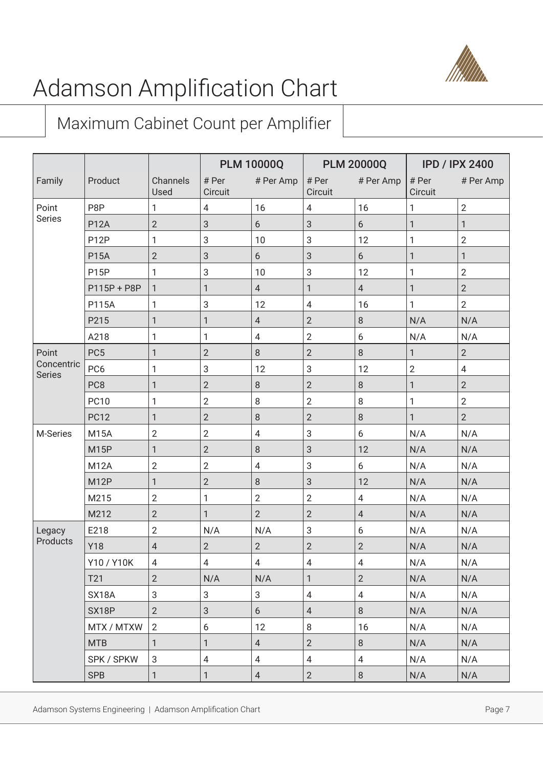# Adamson Amplification Chart

## Maximum Cabinet Count per Amplifier

| Family | Product | Channels Used | PLM 10000Q | | PLM 20000Q | | IPD / IPX 2400 | |
|---|---|---|---|---|---|---|---|---|
| | | | # Per Circuit | # Per Amp | # Per Circuit | # Per Amp | # Per Circuit | # Per Amp |
| Point Series | P8P | 1 | 4 | 16 | 4 | 16 | 1 | 2 |
| | P12A | 2 | 3 | 6 | 3 | 6 | 1 | 1 |
| | P12P | 1 | 3 | 10 | 3 | 12 | 1 | 2 |
| | P15A | 2 | 3 | 6 | 3 | 6 | 1 | 1 |
| | P15P | 1 | 3 | 10 | 3 | 12 | 1 | 2 |
| | P115P + P8P | 1 | 1 | 4 | 1 | 4 | 1 | 2 |
| | P115A | 1 | 3 | 12 | 4 | 16 | 1 | 2 |
| | P215 | 1 | 1 | 4 | 2 | 8 | N/A | N/A |
| | A218 | 1 | 1 | 4 | 2 | 6 | N/A | N/A |
| Point Concentric Series | PC5 | 1 | 2 | 8 | 2 | 8 | 1 | 2 |
| | PC6 | 1 | 3 | 12 | 3 | 12 | 2 | 4 |
| | PC8 | 1 | 2 | 8 | 2 | 8 | 1 | 2 |
| | PC10 | 1 | 2 | 8 | 2 | 8 | 1 | 2 |
| | PC12 | 1 | 2 | 8 | 2 | 8 | 1 | 2 |
| M-Series | M15A | 2 | 2 | 4 | 3 | 6 | N/A | N/A |
| | M15P | 1 | 2 | 8 | 3 | 12 | N/A | N/A |
| | M12A | 2 | 2 | 4 | 3 | 6 | N/A | N/A |
| | M12P | 1 | 2 | 8 | 3 | 12 | N/A | N/A |
| | M215 | 2 | 1 | 2 | 2 | 4 | N/A | N/A |
| | M212 | 2 | 1 | 2 | 2 | 4 | N/A | N/A |
| Legacy Products | E218 | 2 | N/A | N/A | 3 | 6 | N/A | N/A |
| | Y18 | 4 | 2 | 2 | 2 | 2 | N/A | N/A |
| | Y10 / Y10K | 4 | 4 | 4 | 4 | 4 | N/A | N/A |
| | T21 | 2 | N/A | N/A | 1 | 2 | N/A | N/A |
| | SX18A | 3 | 3 | 3 | 4 | 4 | N/A | N/A |
| | SX18P | 2 | 3 | 6 | 4 | 8 | N/A | N/A |
| | MTX / MTXW | 2 | 6 | 12 | 8 | 16 | N/A | N/A |
| | MTB | 1 | 1 | 4 | 2 | 8 | N/A | N/A |
| | SPK / SPKW | 3 | 4 | 4 | 4 | 4 | N/A | N/A |
| | SPB | 1 | 1 | 4 | 2 | 8 | N/A | N/A |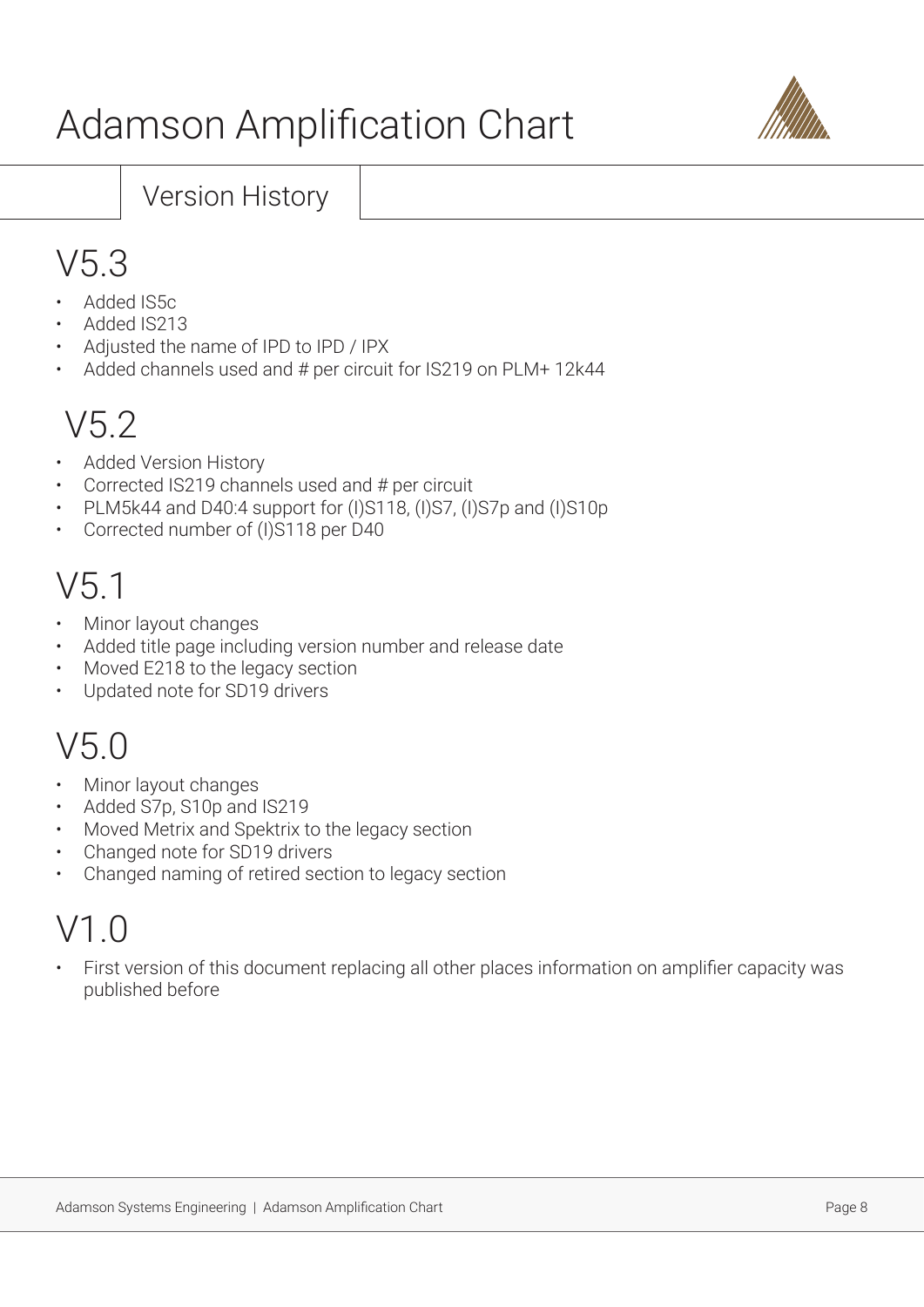# Adamson Amplification Chart

## Version History

# V5.3

- Added IS5c
- Added IS213
- Adjusted the name of IPD to IPD / IPX
- Added channels used and # per circuit for IS219 on PLM+ 12k44

# V5.2

- Added Version History
- Corrected IS219 channels used and # per circuit
- PLM5k44 and D40:4 support for (I)S118, (I)S7, (I)S7p and (I)S10p
- Corrected number of (I)S118 per D40

# V5.1

- Minor layout changes
- Added title page including version number and release date
- Moved E218 to the legacy section
- Updated note for SD19 drivers

# V5.0

- Minor layout changes
- Added S7p, S10p and IS219
- Moved Metrix and Spektrix to the legacy section
- Changed note for SD19 drivers
- Changed naming of retired section to legacy section

# V1.0

- First version of this document replacing all other places information on amplifier capacity was published before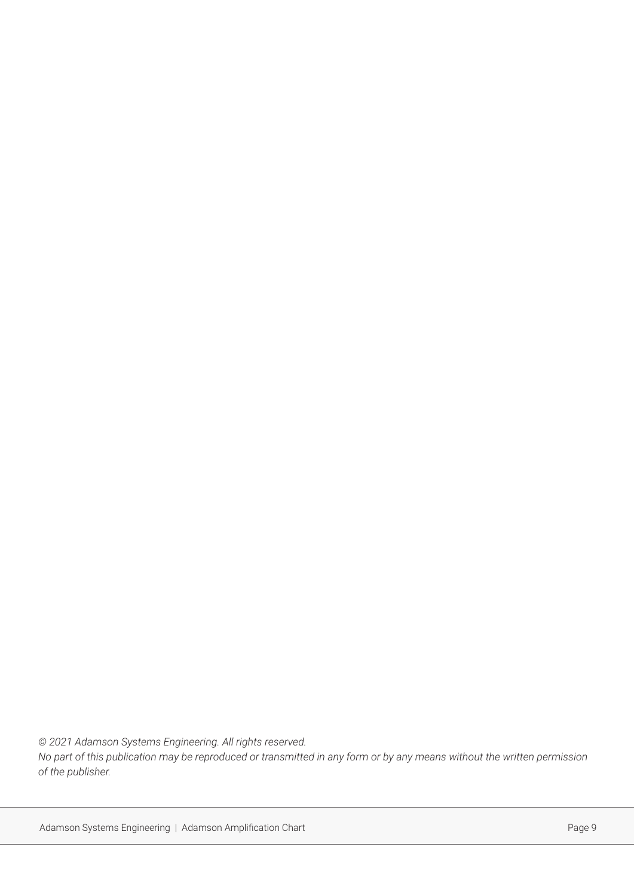*© 2021 Adamson Systems Engineering. All rights reserved.*
*No part of this publication may be reproduced or transmitted in any form or by any means without the written permission of the publisher.*